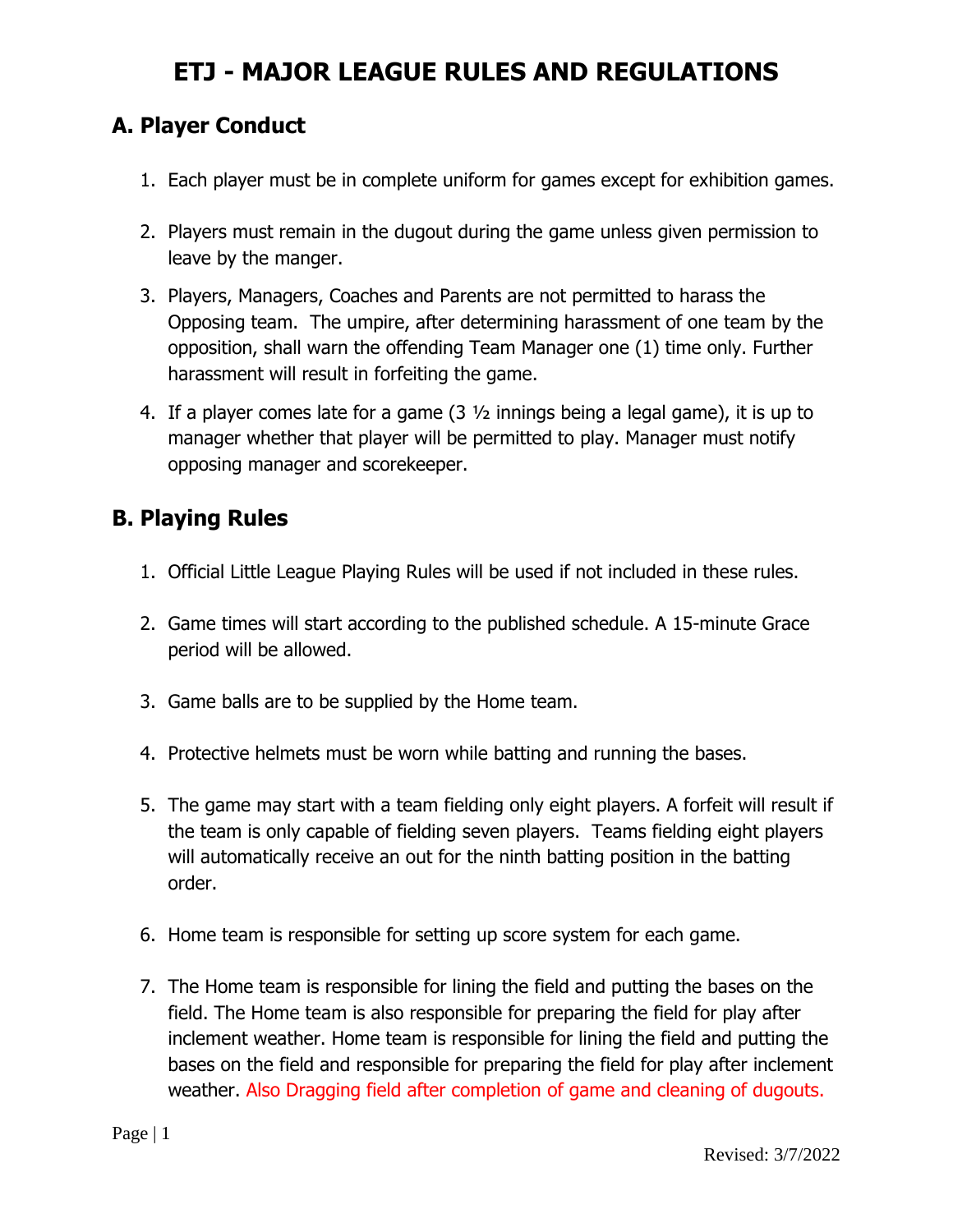# ETJ - MAJOR LEAGUE RULES AND REGULATIONS

## A. Player Conduct

1. Each player must be in complete uniform for games except for exhibition games.

2. Players must remain in the dugout during the game unless given permission to leave by the manger.

3. Players, Managers, Coaches and Parents are not permitted to harass the Opposing team. The umpire, after determining harassment of one team by the opposition, shall warn the offending Team Manager one (1) time only. Further harassment will result in forfeiting the game.

4. If a player comes late for a game (3 ½ innings being a legal game), it is up to manager whether that player will be permitted to play. Manager must notify opposing manager and scorekeeper.

## B. Playing Rules

1. Official Little League Playing Rules will be used if not included in these rules.

2. Game times will start according to the published schedule. A 15-minute Grace period will be allowed.

3. Game balls are to be supplied by the Home team.

4. Protective helmets must be worn while batting and running the bases.

5. The game may start with a team fielding only eight players. A forfeit will result if the team is only capable of fielding seven players. Teams fielding eight players will automatically receive an out for the ninth batting position in the batting order.

6. Home team is responsible for setting up score system for each game.

7. The Home team is responsible for lining the field and putting the bases on the field. The Home team is also responsible for preparing the field for play after inclement weather. Home team is responsible for lining the field and putting the bases on the field and responsible for preparing the field for play after inclement weather. Also Dragging field after completion of game and cleaning of dugouts.

Revised: 3/7/2022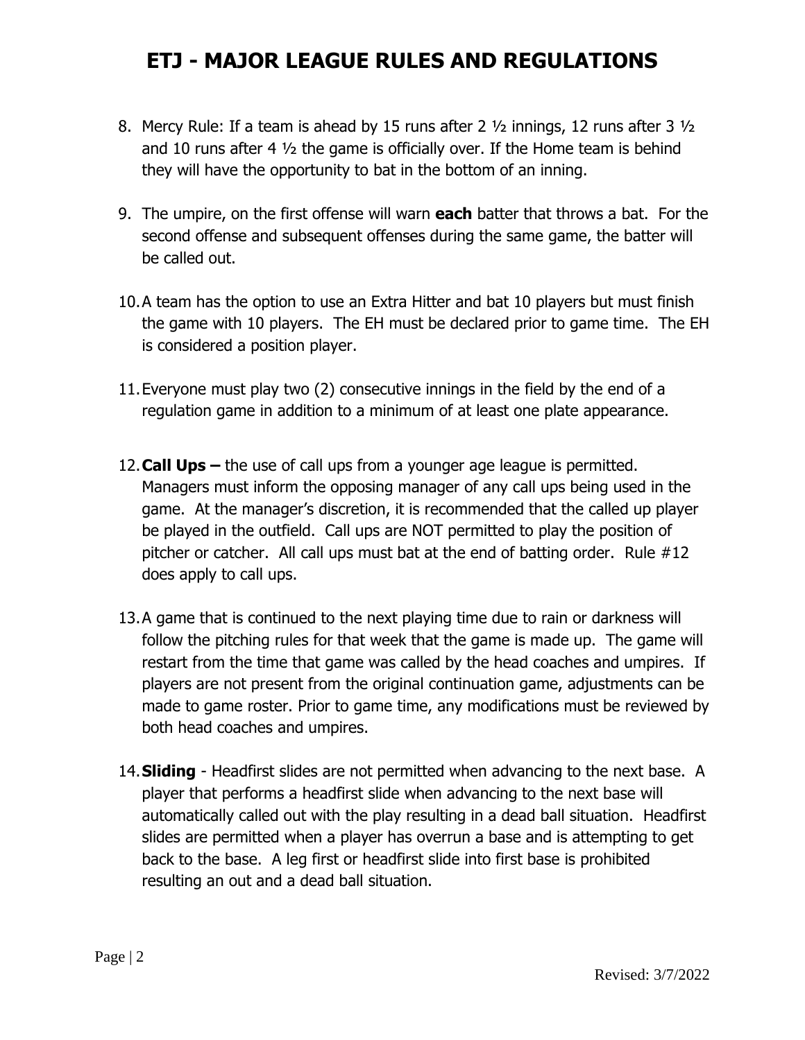# ETJ - MAJOR LEAGUE RULES AND REGULATIONS

8. Mercy Rule: If a team is ahead by 15 runs after 2 ½ innings, 12 runs after 3 ½ and 10 runs after 4 ½ the game is officially over. If the Home team is behind they will have the opportunity to bat in the bottom of an inning.

9. The umpire, on the first offense will warn **each** batter that throws a bat. For the second offense and subsequent offenses during the same game, the batter will be called out.

10. A team has the option to use an Extra Hitter and bat 10 players but must finish the game with 10 players. The EH must be declared prior to game time. The EH is considered a position player.

11. Everyone must play two (2) consecutive innings in the field by the end of a regulation game in addition to a minimum of at least one plate appearance.

12. **Call Ups –** the use of call ups from a younger age league is permitted. Managers must inform the opposing manager of any call ups being used in the game. At the manager's discretion, it is recommended that the called up player be played in the outfield. Call ups are NOT permitted to play the position of pitcher or catcher. All call ups must bat at the end of batting order. Rule #12 does apply to call ups.

13. A game that is continued to the next playing time due to rain or darkness will follow the pitching rules for that week that the game is made up. The game will restart from the time that game was called by the head coaches and umpires. If players are not present from the original continuation game, adjustments can be made to game roster. Prior to game time, any modifications must be reviewed by both head coaches and umpires.

14. **Sliding** - Headfirst slides are not permitted when advancing to the next base. A player that performs a headfirst slide when advancing to the next base will automatically called out with the play resulting in a dead ball situation. Headfirst slides are permitted when a player has overrun a base and is attempting to get back to the base. A leg first or headfirst slide into first base is prohibited resulting an out and a dead ball situation.

Revised: 3/7/2022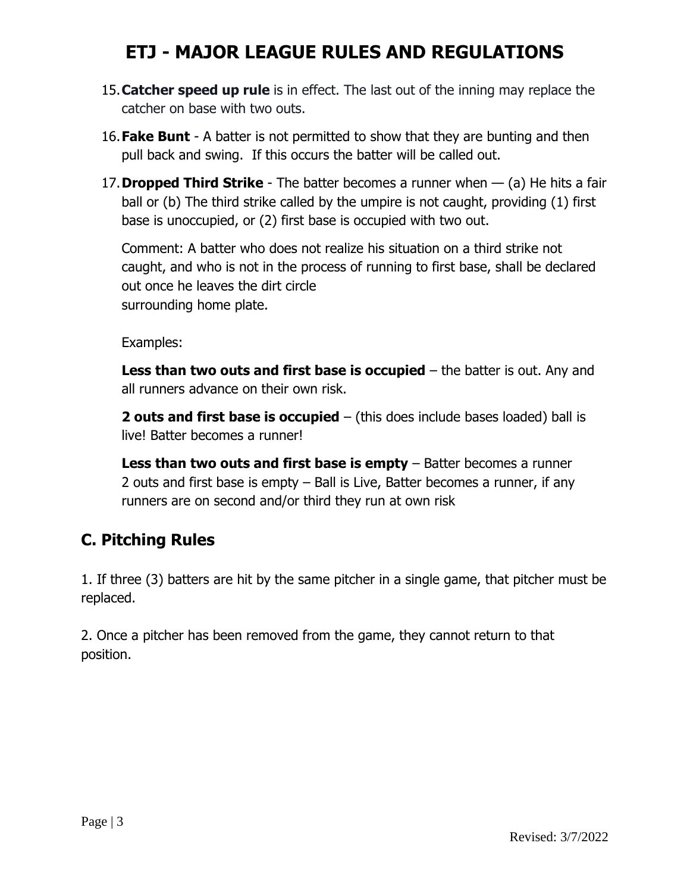# ETJ - MAJOR LEAGUE RULES AND REGULATIONS

15. **Catcher speed up rule** is in effect. The last out of the inning may replace the catcher on base with two outs.

16. **Fake Bunt** - A batter is not permitted to show that they are bunting and then pull back and swing. If this occurs the batter will be called out.

17. **Dropped Third Strike** - The batter becomes a runner when — (a) He hits a fair ball or (b) The third strike called by the umpire is not caught, providing (1) first base is unoccupied, or (2) first base is occupied with two out.

    Comment: A batter who does not realize his situation on a third strike not caught, and who is not in the process of running to first base, shall be declared out once he leaves the dirt circle surrounding home plate.

    Examples:

    **Less than two outs and first base is occupied** – the batter is out. Any and all runners advance on their own risk.

    **2 outs and first base is occupied** – (this does include bases loaded) ball is live! Batter becomes a runner!

    **Less than two outs and first base is empty** – Batter becomes a runner
    2 outs and first base is empty – Ball is Live, Batter becomes a runner, if any runners are on second and/or third they run at own risk

## C. Pitching Rules

1. If three (3) batters are hit by the same pitcher in a single game, that pitcher must be replaced.

2. Once a pitcher has been removed from the game, they cannot return to that position.

Revised: 3/7/2022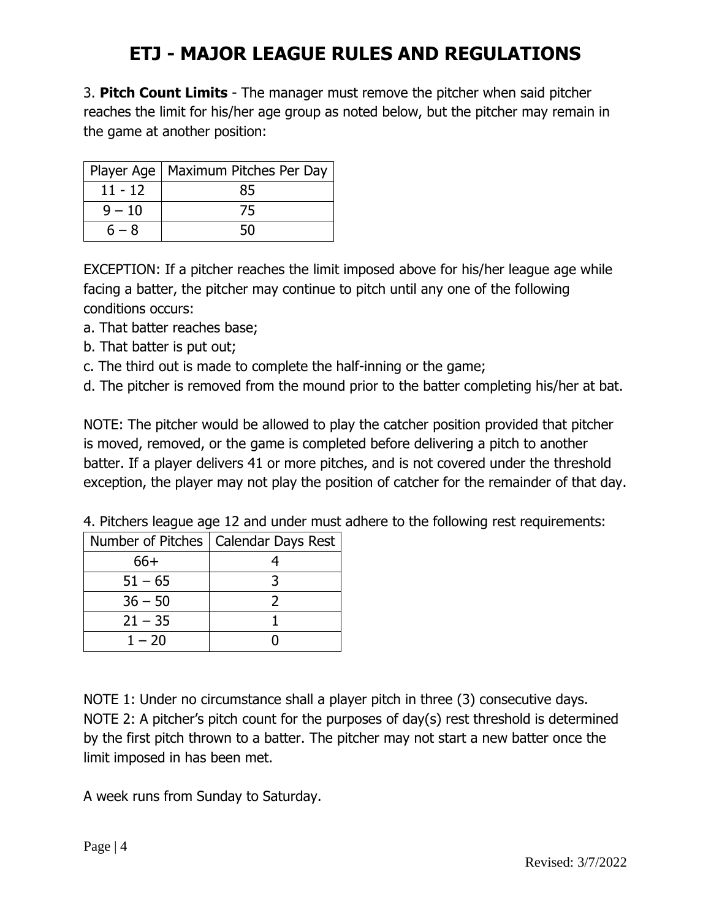# ETJ - MAJOR LEAGUE RULES AND REGULATIONS

3. **Pitch Count Limits** - The manager must remove the pitcher when said pitcher reaches the limit for his/her age group as noted below, but the pitcher may remain in the game at another position:

| Player Age | Maximum Pitches Per Day |
|---|---|
| 11 - 12 | 85 |
| 9 – 10 | 75 |
| 6 – 8 | 50 |

EXCEPTION: If a pitcher reaches the limit imposed above for his/her league age while facing a batter, the pitcher may continue to pitch until any one of the following conditions occurs:

a. That batter reaches base;
b. That batter is put out;
c. The third out is made to complete the half-inning or the game;
d. The pitcher is removed from the mound prior to the batter completing his/her at bat.

NOTE: The pitcher would be allowed to play the catcher position provided that pitcher is moved, removed, or the game is completed before delivering a pitch to another batter. If a player delivers 41 or more pitches, and is not covered under the threshold exception, the player may not play the position of catcher for the remainder of that day.

4. Pitchers league age 12 and under must adhere to the following rest requirements:

| Number of Pitches | Calendar Days Rest |
|---|---|
| 66+ | 4 |
| 51 – 65 | 3 |
| 36 – 50 | 2 |
| 21 – 35 | 1 |
| 1 – 20 | 0 |

NOTE 1: Under no circumstance shall a player pitch in three (3) consecutive days.
NOTE 2: A pitcher's pitch count for the purposes of day(s) rest threshold is determined by the first pitch thrown to a batter. The pitcher may not start a new batter once the limit imposed in has been met.

A week runs from Sunday to Saturday.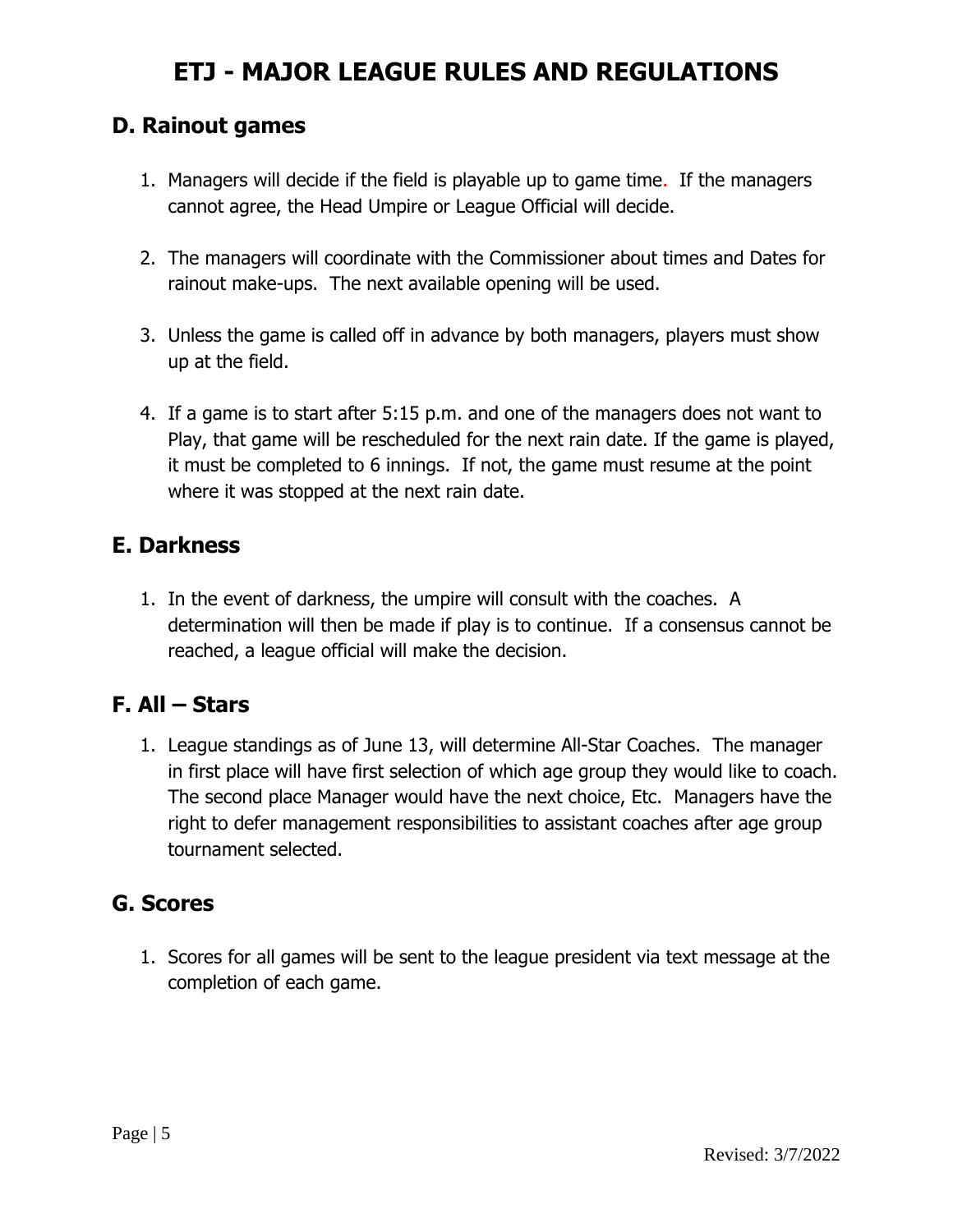# ETJ - MAJOR LEAGUE RULES AND REGULATIONS

## D. Rainout games

1. Managers will decide if the field is playable up to game time. If the managers cannot agree, the Head Umpire or League Official will decide.

2. The managers will coordinate with the Commissioner about times and Dates for rainout make-ups. The next available opening will be used.

3. Unless the game is called off in advance by both managers, players must show up at the field.

4. If a game is to start after 5:15 p.m. and one of the managers does not want to Play, that game will be rescheduled for the next rain date. If the game is played, it must be completed to 6 innings. If not, the game must resume at the point where it was stopped at the next rain date.

## E. Darkness

1. In the event of darkness, the umpire will consult with the coaches. A determination will then be made if play is to continue. If a consensus cannot be reached, a league official will make the decision.

## F. All – Stars

1. League standings as of June 13, will determine All-Star Coaches. The manager in first place will have first selection of which age group they would like to coach. The second place Manager would have the next choice, Etc. Managers have the right to defer management responsibilities to assistant coaches after age group tournament selected.

## G. Scores

1. Scores for all games will be sent to the league president via text message at the completion of each game.

Revised: 3/7/2022